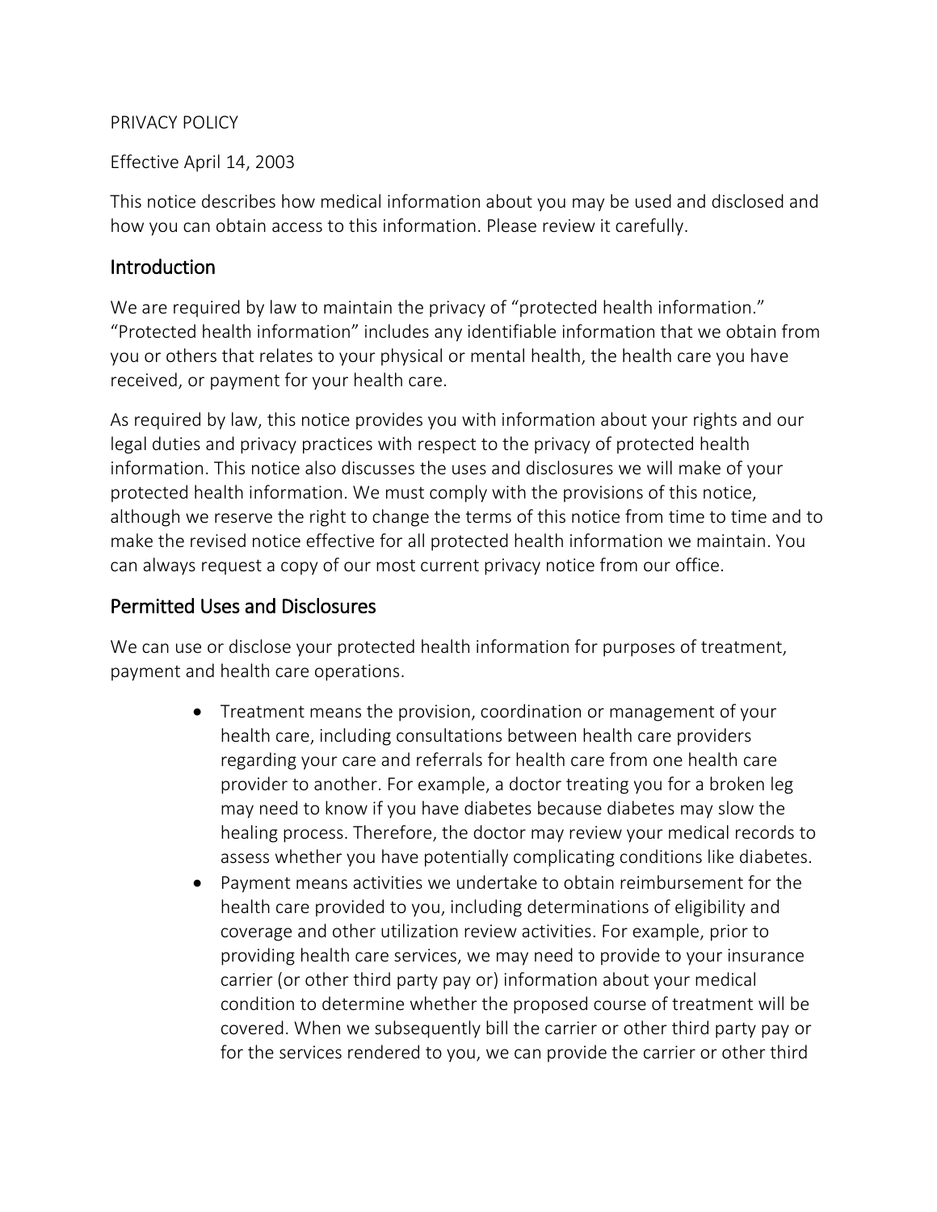PRIVACY POLICY

Effective April 14, 2003

This notice describes how medical information about you may be used and disclosed and how you can obtain access to this information. Please review it carefully.

## Introduction

We are required by law to maintain the privacy of "protected health information." "Protected health information" includes any identifiable information that we obtain from you or others that relates to your physical or mental health, the health care you have received, or payment for your health care.

As required by law, this notice provides you with information about your rights and our legal duties and privacy practices with respect to the privacy of protected health information. This notice also discusses the uses and disclosures we will make of your protected health information. We must comply with the provisions of this notice, although we reserve the right to change the terms of this notice from time to time and to make the revised notice effective for all protected health information we maintain. You can always request a copy of our most current privacy notice from our office.

## Permitted Uses and Disclosures

We can use or disclose your protected health information for purposes of treatment, payment and health care operations.

- Treatment means the provision, coordination or management of your health care, including consultations between health care providers regarding your care and referrals for health care from one health care provider to another. For example, a doctor treating you for a broken leg may need to know if you have diabetes because diabetes may slow the healing process. Therefore, the doctor may review your medical records to assess whether you have potentially complicating conditions like diabetes.
- Payment means activities we undertake to obtain reimbursement for the health care provided to you, including determinations of eligibility and coverage and other utilization review activities. For example, prior to providing health care services, we may need to provide to your insurance carrier (or other third party pay or) information about your medical condition to determine whether the proposed course of treatment will be covered. When we subsequently bill the carrier or other third party pay or for the services rendered to you, we can provide the carrier or other third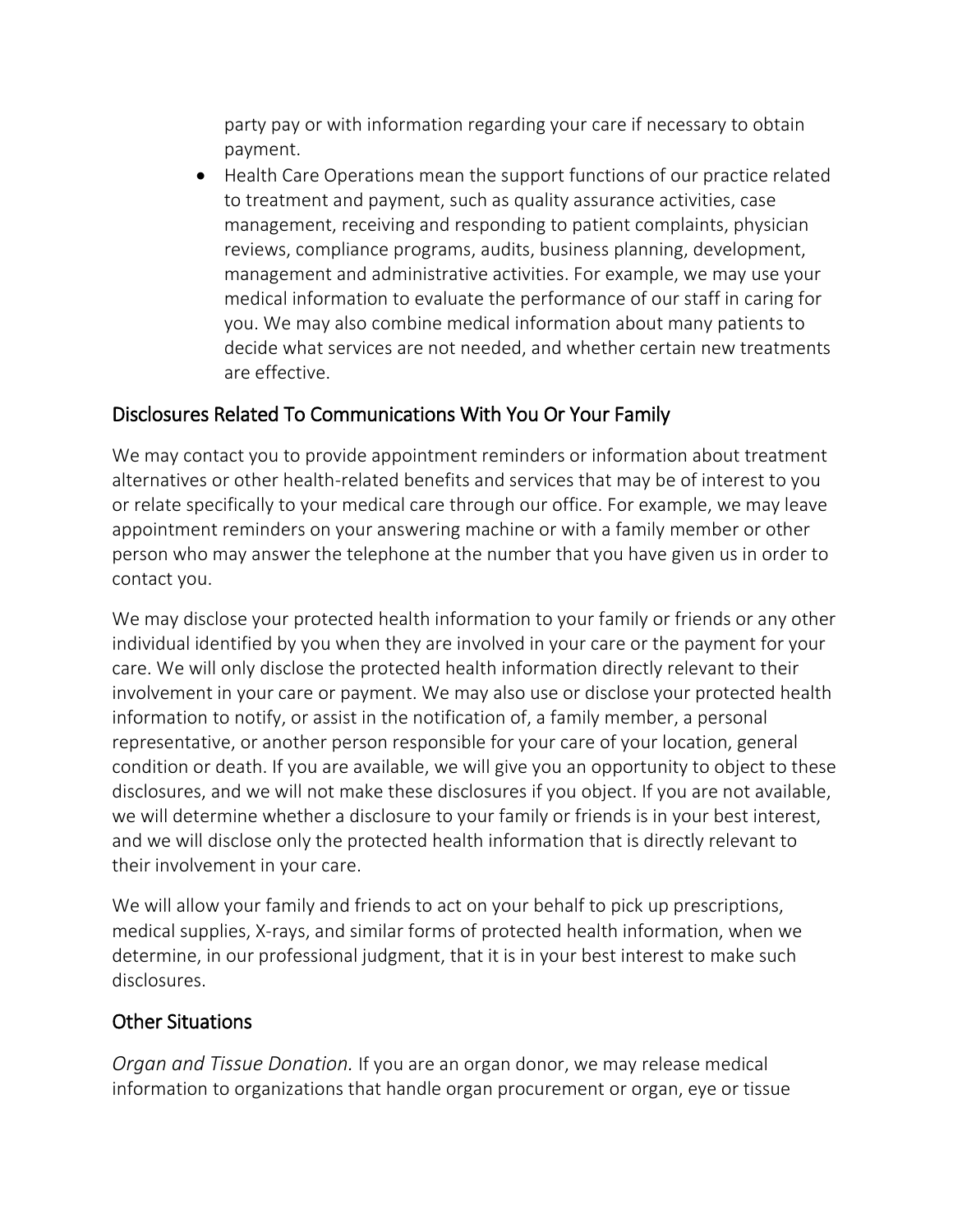party pay or with information regarding your care if necessary to obtain payment.

- Health Care Operations mean the support functions of our practice related to treatment and payment, such as quality assurance activities, case management, receiving and responding to patient complaints, physician reviews, compliance programs, audits, business planning, development, management and administrative activities. For example, we may use your medical information to evaluate the performance of our staff in caring for you. We may also combine medical information about many patients to decide what services are not needed, and whether certain new treatments are effective.

## Disclosures Related To Communications With You Or Your Family

We may contact you to provide appointment reminders or information about treatment alternatives or other health-related benefits and services that may be of interest to you or relate specifically to your medical care through our office. For example, we may leave appointment reminders on your answering machine or with a family member or other person who may answer the telephone at the number that you have given us in order to contact you.

We may disclose your protected health information to your family or friends or any other individual identified by you when they are involved in your care or the payment for your care. We will only disclose the protected health information directly relevant to their involvement in your care or payment. We may also use or disclose your protected health information to notify, or assist in the notification of, a family member, a personal representative, or another person responsible for your care of your location, general condition or death. If you are available, we will give you an opportunity to object to these disclosures, and we will not make these disclosures if you object. If you are not available, we will determine whether a disclosure to your family or friends is in your best interest, and we will disclose only the protected health information that is directly relevant to their involvement in your care.

We will allow your family and friends to act on your behalf to pick up prescriptions, medical supplies, X-rays, and similar forms of protected health information, when we determine, in our professional judgment, that it is in your best interest to make such disclosures.

## Other Situations

*Organ and Tissue Donation.* If you are an organ donor, we may release medical information to organizations that handle organ procurement or organ, eye or tissue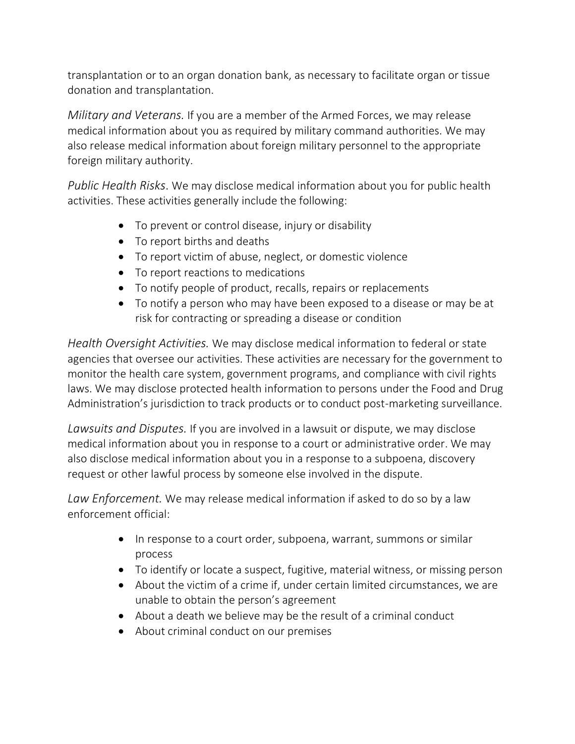transplantation or to an organ donation bank, as necessary to facilitate organ or tissue donation and transplantation.

*Military and Veterans.* If you are a member of the Armed Forces, we may release medical information about you as required by military command authorities. We may also release medical information about foreign military personnel to the appropriate foreign military authority.

*Public Health Risks*. We may disclose medical information about you for public health activities. These activities generally include the following:

- To prevent or control disease, injury or disability
- To report births and deaths
- To report victim of abuse, neglect, or domestic violence
- To report reactions to medications
- To notify people of product, recalls, repairs or replacements
- To notify a person who may have been exposed to a disease or may be at risk for contracting or spreading a disease or condition

*Health Oversight Activities.* We may disclose medical information to federal or state agencies that oversee our activities. These activities are necessary for the government to monitor the health care system, government programs, and compliance with civil rights laws. We may disclose protected health information to persons under the Food and Drug Administration's jurisdiction to track products or to conduct post-marketing surveillance.

*Lawsuits and Disputes.* If you are involved in a lawsuit or dispute, we may disclose medical information about you in response to a court or administrative order. We may also disclose medical information about you in a response to a subpoena, discovery request or other lawful process by someone else involved in the dispute.

*Law Enforcement.* We may release medical information if asked to do so by a law enforcement official:

- In response to a court order, subpoena, warrant, summons or similar process
- To identify or locate a suspect, fugitive, material witness, or missing person
- About the victim of a crime if, under certain limited circumstances, we are unable to obtain the person's agreement
- About a death we believe may be the result of a criminal conduct
- About criminal conduct on our premises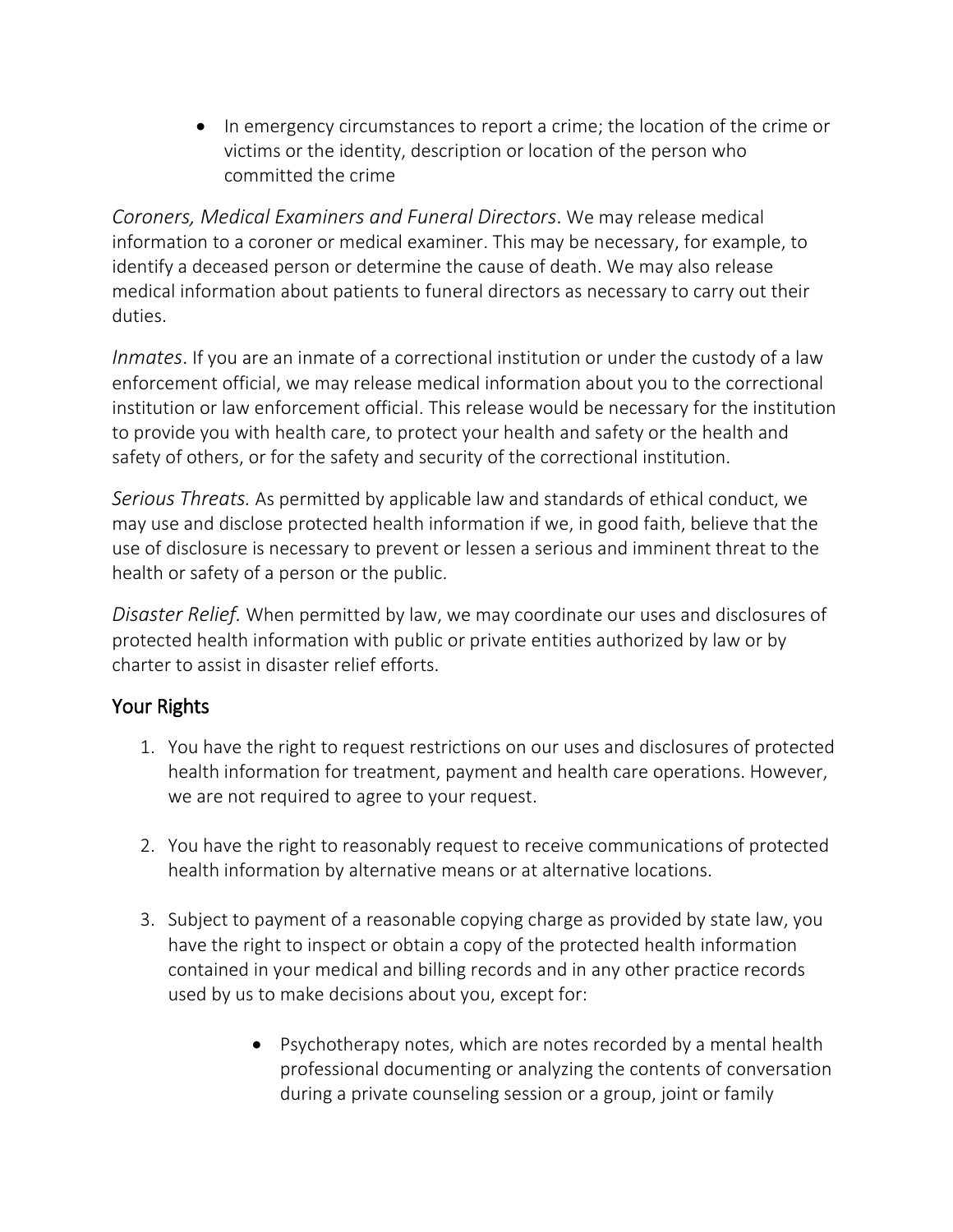- In emergency circumstances to report a crime; the location of the crime or victims or the identity, description or location of the person who committed the crime

*Coroners, Medical Examiners and Funeral Directors*. We may release medical information to a coroner or medical examiner. This may be necessary, for example, to identify a deceased person or determine the cause of death. We may also release medical information about patients to funeral directors as necessary to carry out their duties.

*Inmates*. If you are an inmate of a correctional institution or under the custody of a law enforcement official, we may release medical information about you to the correctional institution or law enforcement official. This release would be necessary for the institution to provide you with health care, to protect your health and safety or the health and safety of others, or for the safety and security of the correctional institution.

*Serious Threats.* As permitted by applicable law and standards of ethical conduct, we may use and disclose protected health information if we, in good faith, believe that the use of disclosure is necessary to prevent or lessen a serious and imminent threat to the health or safety of a person or the public.

*Disaster Relief.* When permitted by law, we may coordinate our uses and disclosures of protected health information with public or private entities authorized by law or by charter to assist in disaster relief efforts.

## Your Rights

1. You have the right to request restrictions on our uses and disclosures of protected health information for treatment, payment and health care operations. However, we are not required to agree to your request.

2. You have the right to reasonably request to receive communications of protected health information by alternative means or at alternative locations.

3. Subject to payment of a reasonable copying charge as provided by state law, you have the right to inspect or obtain a copy of the protected health information contained in your medical and billing records and in any other practice records used by us to make decisions about you, except for:

    - Psychotherapy notes, which are notes recorded by a mental health professional documenting or analyzing the contents of conversation during a private counseling session or a group, joint or family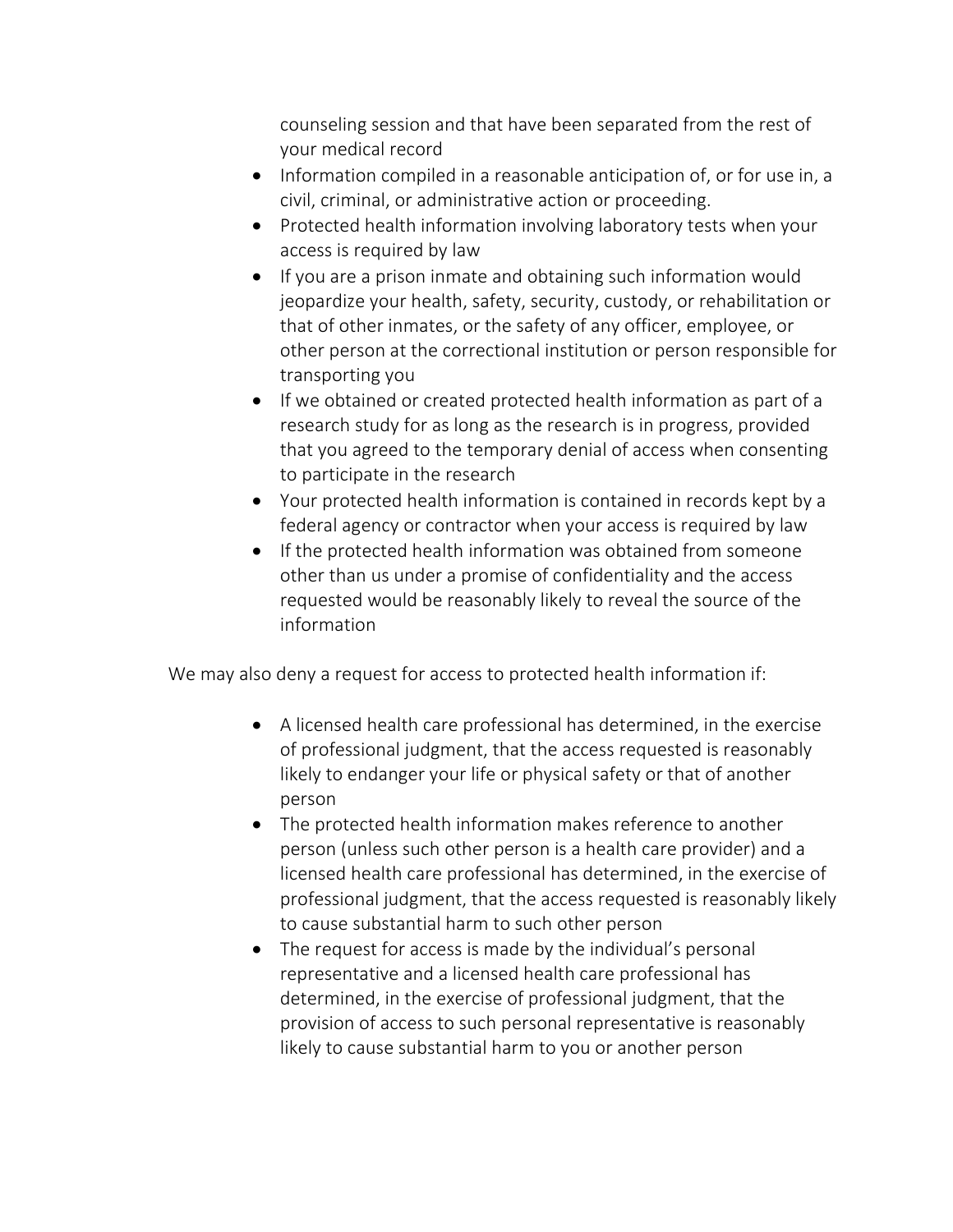counseling session and that have been separated from the rest of your medical record

- Information compiled in a reasonable anticipation of, or for use in, a civil, criminal, or administrative action or proceeding.
- Protected health information involving laboratory tests when your access is required by law
- If you are a prison inmate and obtaining such information would jeopardize your health, safety, security, custody, or rehabilitation or that of other inmates, or the safety of any officer, employee, or other person at the correctional institution or person responsible for transporting you
- If we obtained or created protected health information as part of a research study for as long as the research is in progress, provided that you agreed to the temporary denial of access when consenting to participate in the research
- Your protected health information is contained in records kept by a federal agency or contractor when your access is required by law
- If the protected health information was obtained from someone other than us under a promise of confidentiality and the access requested would be reasonably likely to reveal the source of the information

We may also deny a request for access to protected health information if:

- A licensed health care professional has determined, in the exercise of professional judgment, that the access requested is reasonably likely to endanger your life or physical safety or that of another person
- The protected health information makes reference to another person (unless such other person is a health care provider) and a licensed health care professional has determined, in the exercise of professional judgment, that the access requested is reasonably likely to cause substantial harm to such other person
- The request for access is made by the individual's personal representative and a licensed health care professional has determined, in the exercise of professional judgment, that the provision of access to such personal representative is reasonably likely to cause substantial harm to you or another person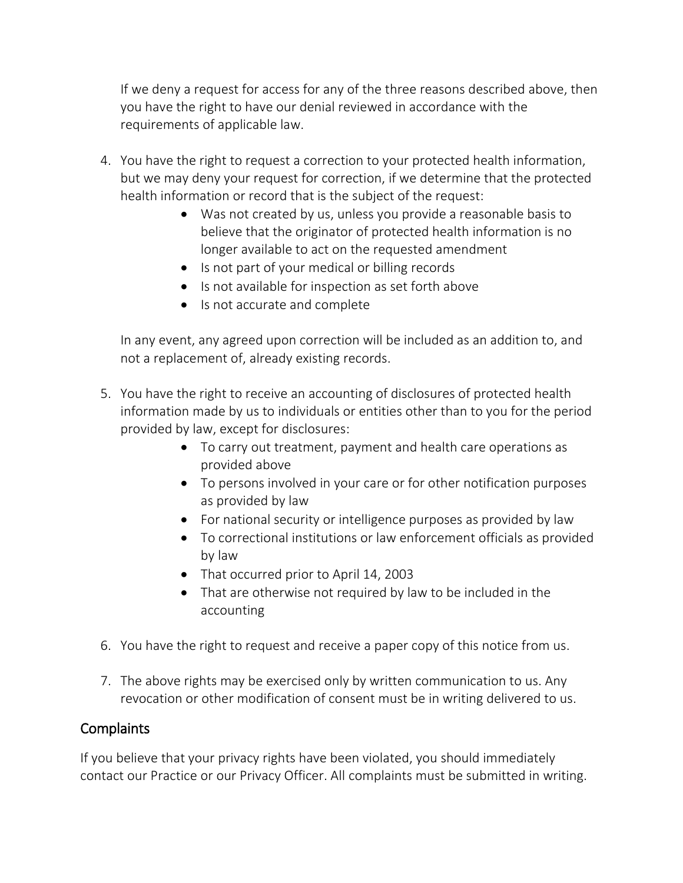If we deny a request for access for any of the three reasons described above, then you have the right to have our denial reviewed in accordance with the requirements of applicable law.

4. You have the right to request a correction to your protected health information, but we may deny your request for correction, if we determine that the protected health information or record that is the subject of the request:
    - Was not created by us, unless you provide a reasonable basis to believe that the originator of protected health information is no longer available to act on the requested amendment
    - Is not part of your medical or billing records
    - Is not available for inspection as set forth above
    - Is not accurate and complete

    In any event, any agreed upon correction will be included as an addition to, and not a replacement of, already existing records.

5. You have the right to receive an accounting of disclosures of protected health information made by us to individuals or entities other than to you for the period provided by law, except for disclosures:
    - To carry out treatment, payment and health care operations as provided above
    - To persons involved in your care or for other notification purposes as provided by law
    - For national security or intelligence purposes as provided by law
    - To correctional institutions or law enforcement officials as provided by law
    - That occurred prior to April 14, 2003
    - That are otherwise not required by law to be included in the accounting

6. You have the right to request and receive a paper copy of this notice from us.

7. The above rights may be exercised only by written communication to us. Any revocation or other modification of consent must be in writing delivered to us.

## Complaints

If you believe that your privacy rights have been violated, you should immediately contact our Practice or our Privacy Officer. All complaints must be submitted in writing.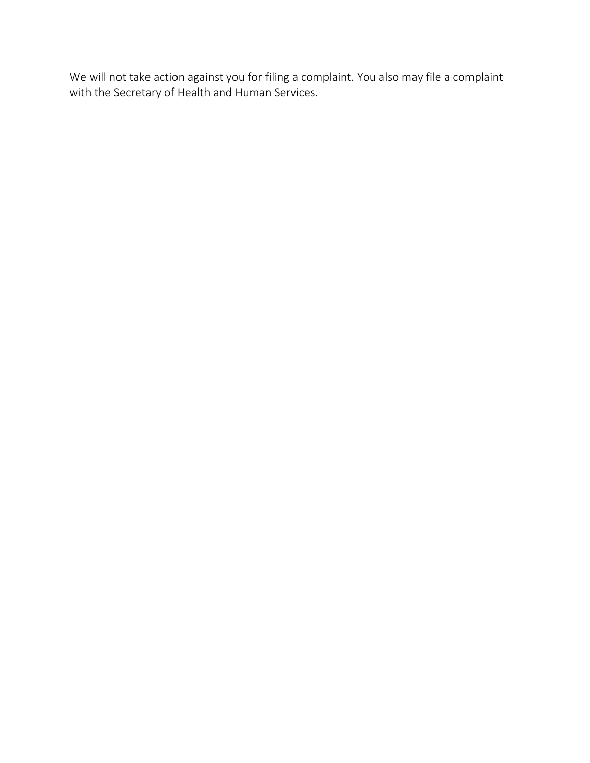We will not take action against you for filing a complaint. You also may file a complaint with the Secretary of Health and Human Services.